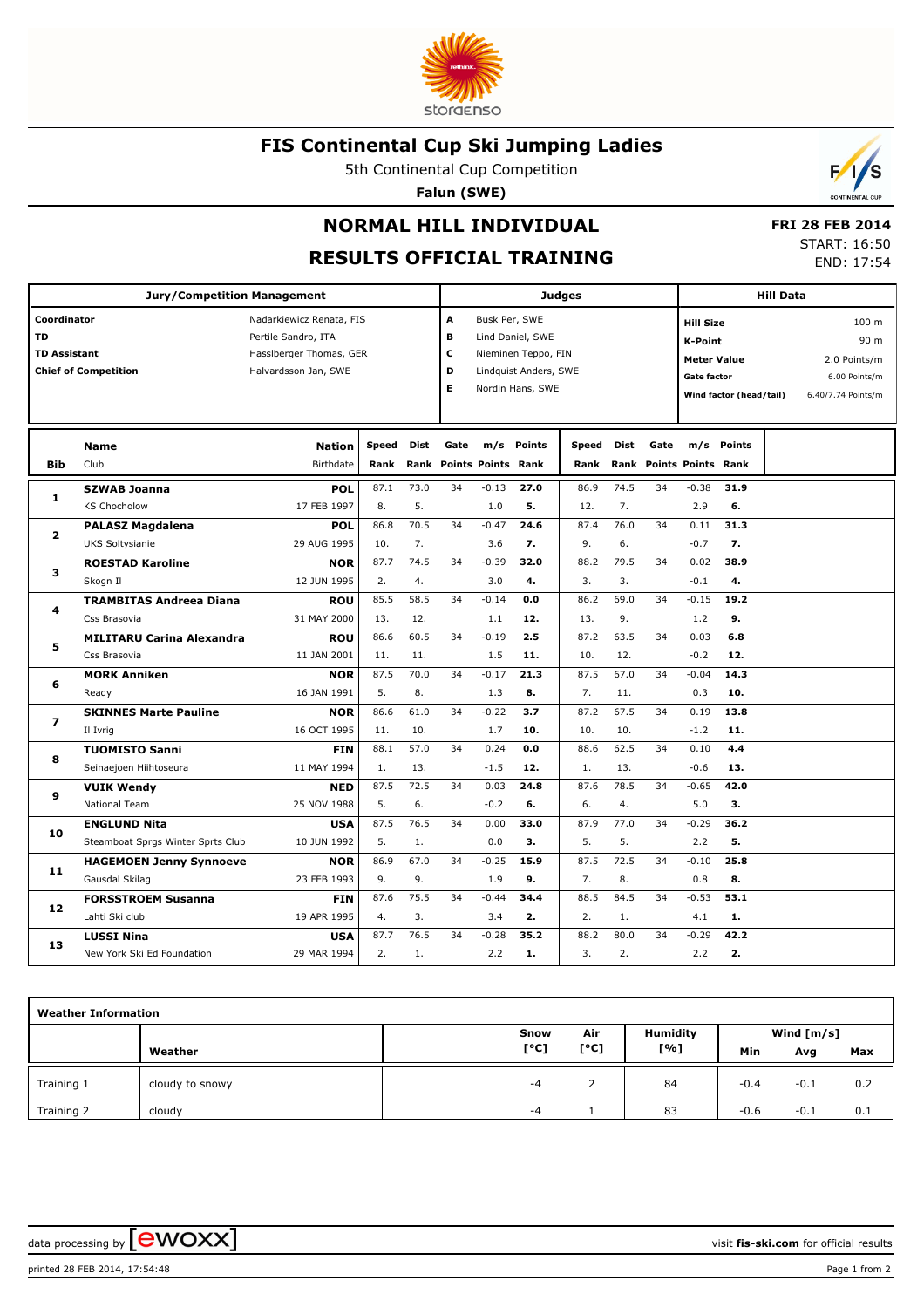# FIS Continental Cup Ski Jumping Ladies

5th Continental Cup Competition

**Falun (SWE)**

## NORMAL HILL INDIVIDUAL

## RESULTS OFFICIAL TRAINING

**FRI 28 FEB 2014**

START: 16:50

END: 17:54

| Jury/Competition Management | | Judges | | Hill Data | |
|---|---|---|---|---|---|
| Coordinator | Nadarkiewicz Renata, FIS | A | Busk Per, SWE | Hill Size | 100 m |
| TD | Pertile Sandro, ITA | B | Lind Daniel, SWE | K-Point | 90 m |
| TD Assistant | Hasslberger Thomas, GER | C | Nieminen Teppo, FIN | Meter Value | 2.0 Points/m |
| Chief of Competition | Halvardsson Jan, SWE | D | Lindquist Anders, SWE | Gate factor | 6.00 Points/m |
| | | E | Nordin Hans, SWE | Wind factor (head/tail) | 6.40/7.74 Points/m |

| Bib | Name / Club | Nation / Birthdate | Speed / Rank | Dist / Rank | Gate / Points | m/s / Points | Points / Rank | Speed / Rank | Dist / Rank | Gate / Points | m/s / Points | Points / Rank |
|---|---|---|---|---|---|---|---|---|---|---|---|---|
| 1 | **SZWAB Joanna** | **POL** | 87.1 | 73.0 | 34 | -0.13 | **27.0** | 86.9 | 74.5 | 34 | -0.38 | **31.9** |
| | KS Chocholow | 17 FEB 1997 | 8. | 5. | | 1.0 | **5.** | 12. | 7. | | 2.9 | **6.** |
| 2 | **PALASZ Magdalena** | **POL** | 86.8 | 70.5 | 34 | -0.47 | **24.6** | 87.4 | 76.0 | 34 | 0.11 | **31.3** |
| | UKS Soltysianie | 29 AUG 1995 | 10. | 7. | | 3.6 | **7.** | 9. | 6. | | -0.7 | **7.** |
| 3 | **ROESTAD Karoline** | **NOR** | 87.7 | 74.5 | 34 | -0.39 | **32.0** | 88.2 | 79.5 | 34 | 0.02 | **38.9** |
| | Skogn Il | 12 JUN 1995 | 2. | 4. | | 3.0 | **4.** | 3. | 3. | | -0.1 | **4.** |
| 4 | **TRAMBITAS Andreea Diana** | **ROU** | 85.5 | 58.5 | 34 | -0.14 | **0.0** | 86.2 | 69.0 | 34 | -0.15 | **19.2** |
| | Css Brasovia | 31 MAY 2000 | 13. | 12. | | 1.1 | **12.** | 13. | 9. | | 1.2 | **9.** |
| 5 | **MILITARU Carina Alexandra** | **ROU** | 86.6 | 60.5 | 34 | -0.19 | **2.5** | 87.2 | 63.5 | 34 | 0.03 | **6.8** |
| | Css Brasovia | 11 JAN 2001 | 11. | 11. | | 1.5 | **11.** | 10. | 12. | | -0.2 | **12.** |
| 6 | **MORK Anniken** | **NOR** | 87.5 | 70.0 | 34 | -0.17 | **21.3** | 87.5 | 67.0 | 34 | -0.04 | **14.3** |
| | Ready | 16 JAN 1991 | 5. | 8. | | 1.3 | **8.** | 7. | 11. | | 0.3 | **10.** |
| 7 | **SKINNES Marte Pauline** | **NOR** | 86.6 | 61.0 | 34 | -0.22 | **3.7** | 87.2 | 67.5 | 34 | 0.19 | **13.8** |
| | Il Ivrig | 16 OCT 1995 | 11. | 10. | | 1.7 | **10.** | 10. | 10. | | -1.2 | **11.** |
| 8 | **TUOMISTO Sanni** | **FIN** | 88.1 | 57.0 | 34 | 0.24 | **0.0** | 88.6 | 62.5 | 34 | 0.10 | **4.4** |
| | Seinaejoen Hiihtoseura | 11 MAY 1994 | 1. | 13. | | -1.5 | **12.** | 1. | 13. | | -0.6 | **13.** |
| 9 | **VUIK Wendy** | **NED** | 87.5 | 72.5 | 34 | 0.03 | **24.8** | 87.6 | 78.5 | 34 | -0.65 | **42.0** |
| | National Team | 25 NOV 1988 | 5. | 6. | | -0.2 | **6.** | 6. | 4. | | 5.0 | **3.** |
| 10 | **ENGLUND Nita** | **USA** | 87.5 | 76.5 | 34 | 0.00 | **33.0** | 87.9 | 77.0 | 34 | -0.29 | **36.2** |
| | Steamboat Sprgs Winter Sprts Club | 10 JUN 1992 | 5. | 1. | | 0.0 | **3.** | 5. | 5. | | 2.2 | **5.** |
| 11 | **HAGEMOEN Jenny Synnoeve** | **NOR** | 86.9 | 67.0 | 34 | -0.25 | **15.9** | 87.5 | 72.5 | 34 | -0.10 | **25.8** |
| | Gausdal Skilag | 23 FEB 1993 | 9. | 9. | | 1.9 | **9.** | 7. | 8. | | 0.8 | **8.** |
| 12 | **FORSSTROEM Susanna** | **FIN** | 87.6 | 75.5 | 34 | -0.44 | **34.4** | 88.5 | 84.5 | 34 | -0.53 | **53.1** |
| | Lahti Ski club | 19 APR 1995 | 4. | 3. | | 3.4 | **2.** | 2. | 1. | | 4.1 | **1.** |
| 13 | **LUSSI Nina** | **USA** | 87.7 | 76.5 | 34 | -0.28 | **35.2** | 88.2 | 80.0 | 34 | -0.29 | **42.2** |
| | New York Ski Ed Foundation | 29 MAR 1994 | 2. | 1. | | 2.2 | **1.** | 3. | 2. | | 2.2 | **2.** |

| Weather Information | | | | | Wind [m/s] | | |
|---|---|---|---|---|---|---|---|
| | Weather | Snow [°C] | Air [°C] | Humidity [%] | Min | Avg | Max |
| Training 1 | cloudy to snowy | -4 | 2 | 84 | -0.4 | -0.1 | 0.2 |
| Training 2 | cloudy | -4 | 1 | 83 | -0.6 | -0.1 | 0.1 |

data processing by ewoxx — visit **fis-ski.com** for official results

printed 28 FEB 2014, 17:54:48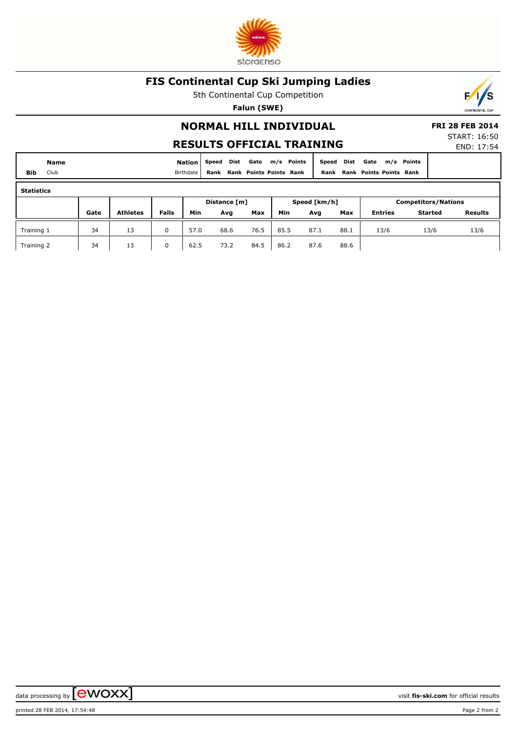# FIS Continental Cup Ski Jumping Ladies

5th Continental Cup Competition

**Falun (SWE)**

## NORMAL HILL INDIVIDUAL

**FRI 28 FEB 2014**

START: 16:50

END: 17:54

## RESULTS OFFICIAL TRAINING

| Name | Nation | Speed | Dist | Gate | m/s | Points | Speed | Dist | Gate | m/s | Points |
|---|---|---|---|---|---|---|---|---|---|---|---|
| Bib Club | Birthdate | Rank | Rank | Points | Points | Rank | Rank | Rank | Points | Points | Rank |

**Statistics**

| | Gate | Athletes | Falls | Distance [m] Min | Avg | Max | Speed [km/h] Min | Avg | Max | Competitors/Nations Entries | Started | Results |
|---|---|---|---|---|---|---|---|---|---|---|---|---|
| Training 1 | 34 | 13 | 0 | 57.0 | 68.6 | 76.5 | 85.5 | 87.1 | 88.1 | 13/6 | 13/6 | 13/6 |
| Training 2 | 34 | 13 | 0 | 62.5 | 73.2 | 84.5 | 86.2 | 87.6 | 88.6 | | | |

data processing by [ewoxx]

visit **fis-ski.com** for official results

printed 28 FEB 2014, 17:54:48